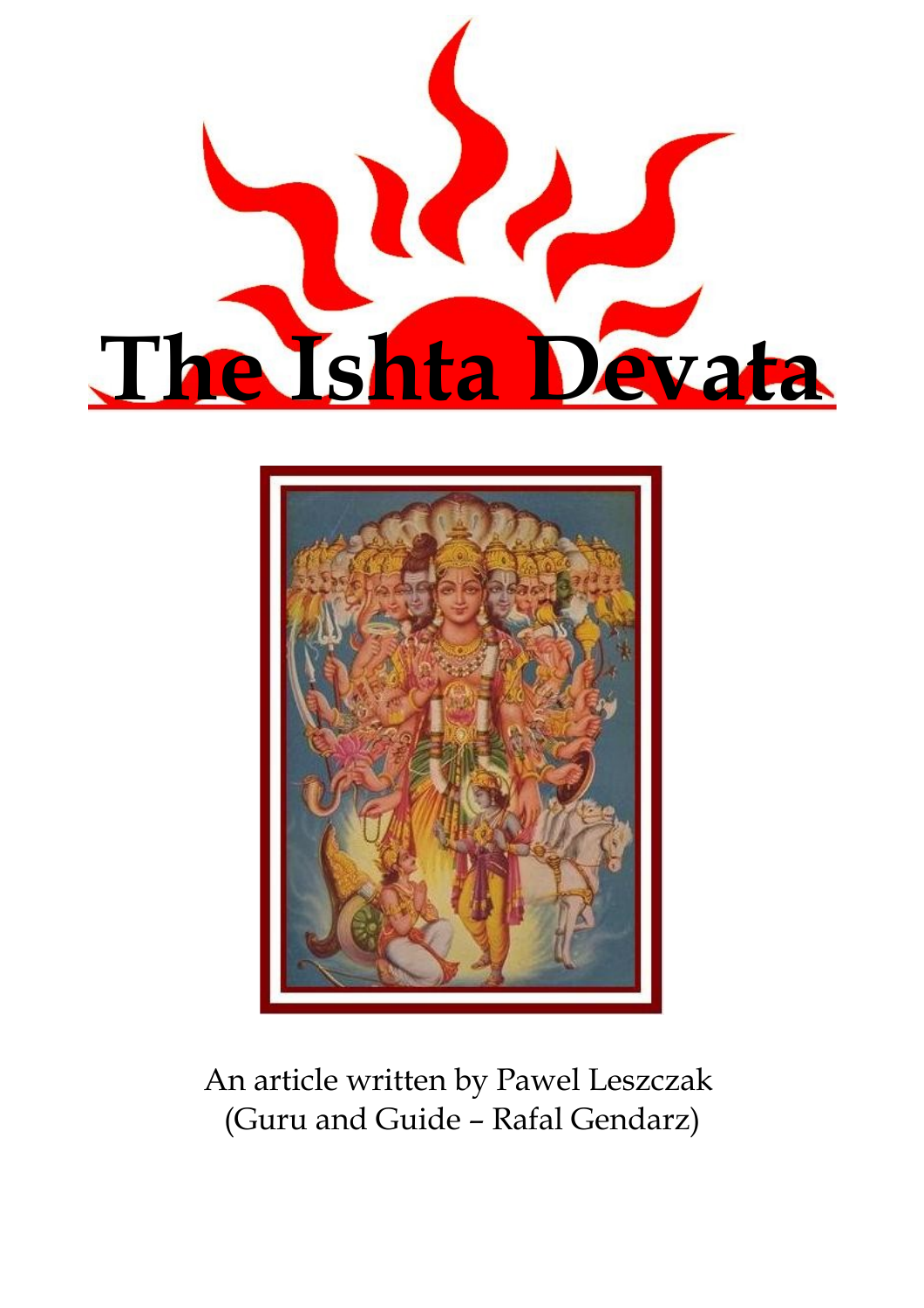# The Ishta Devata

An article written by Pawel Leszczak
(Guru and Guide – Rafal Gendarz)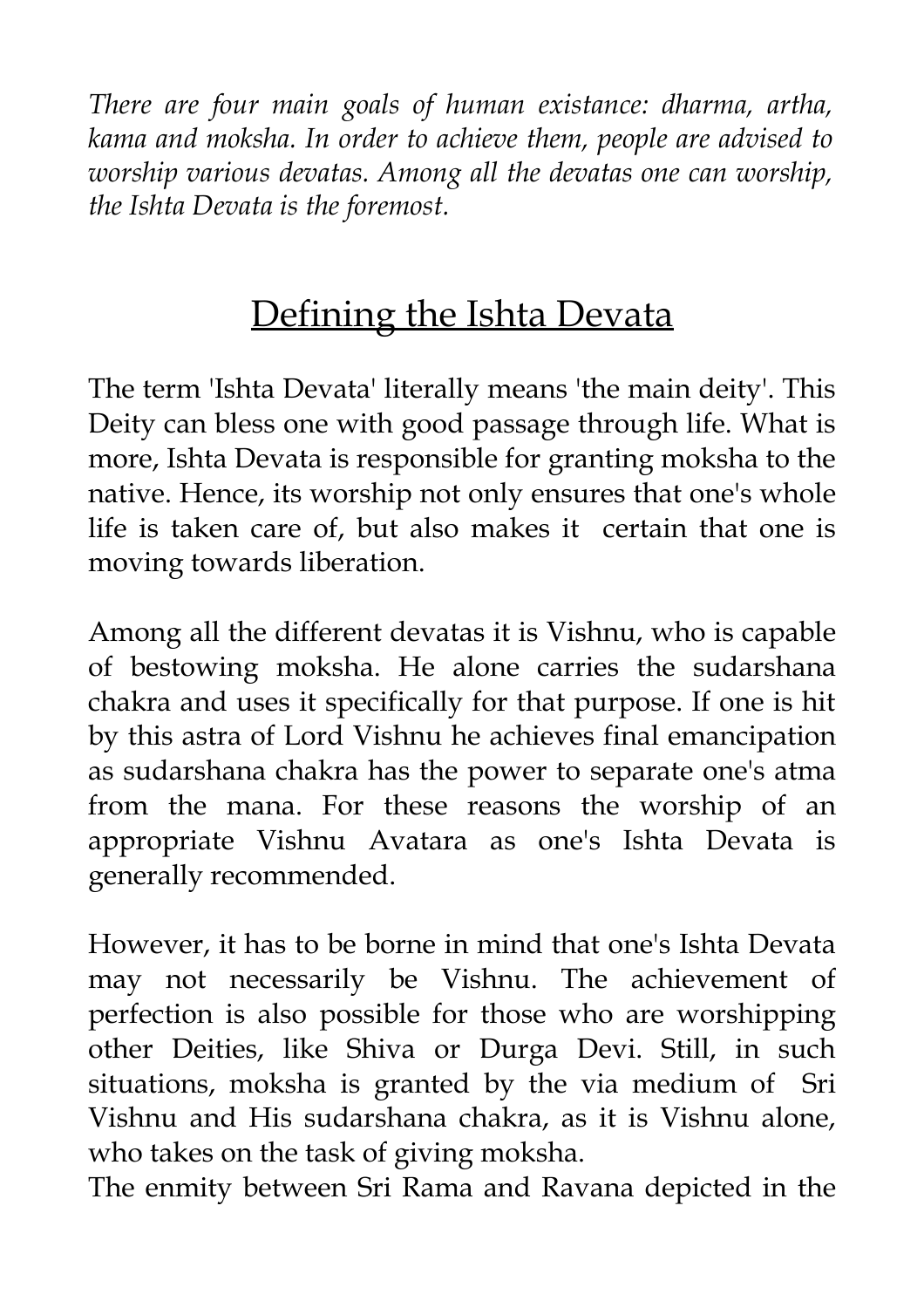*There are four main goals of human existance: dharma, artha, kama and moksha. In order to achieve them, people are advised to worship various devatas. Among all the devatas one can worship, the Ishta Devata is the foremost.*

## Defining the Ishta Devata

The term 'Ishta Devata' literally means 'the main deity'. This Deity can bless one with good passage through life. What is more, Ishta Devata is responsible for granting moksha to the native. Hence, its worship not only ensures that one's whole life is taken care of, but also makes it certain that one is moving towards liberation.

Among all the different devatas it is Vishnu, who is capable of bestowing moksha. He alone carries the sudarshana chakra and uses it specifically for that purpose. If one is hit by this astra of Lord Vishnu he achieves final emancipation as sudarshana chakra has the power to separate one's atma from the mana. For these reasons the worship of an appropriate Vishnu Avatara as one's Ishta Devata is generally recommended.

However, it has to be borne in mind that one's Ishta Devata may not necessarily be Vishnu. The achievement of perfection is also possible for those who are worshipping other Deities, like Shiva or Durga Devi. Still, in such situations, moksha is granted by the via medium of Sri Vishnu and His sudarshana chakra, as it is Vishnu alone, who takes on the task of giving moksha.

The enmity between Sri Rama and Ravana depicted in the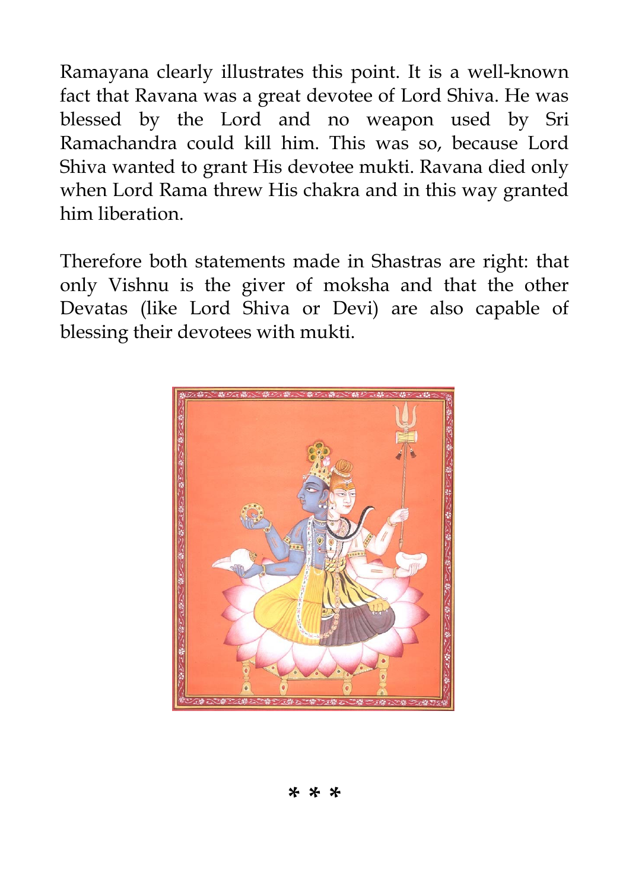Ramayana clearly illustrates this point. It is a well-known fact that Ravana was a great devotee of Lord Shiva. He was blessed by the Lord and no weapon used by Sri Ramachandra could kill him. This was so, because Lord Shiva wanted to grant His devotee mukti. Ravana died only when Lord Rama threw His chakra and in this way granted him liberation.

Therefore both statements made in Shastras are right: that only Vishnu is the giver of moksha and that the other Devatas (like Lord Shiva or Devi) are also capable of blessing their devotees with mukti.

* * *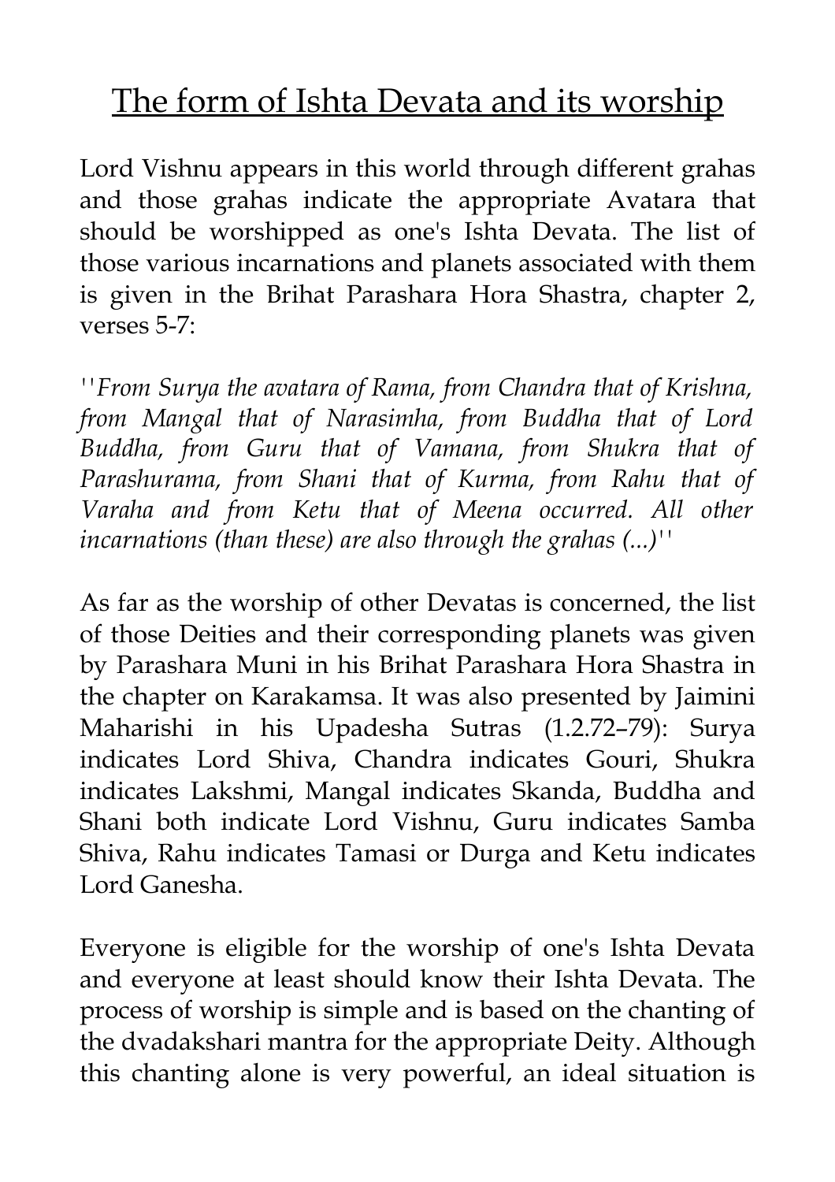# The form of Ishta Devata and its worship

Lord Vishnu appears in this world through different grahas and those grahas indicate the appropriate Avatara that should be worshipped as one's Ishta Devata. The list of those various incarnations and planets associated with them is given in the Brihat Parashara Hora Shastra, chapter 2, verses 5-7:

*''From Surya the avatara of Rama, from Chandra that of Krishna, from Mangal that of Narasimha, from Buddha that of Lord Buddha, from Guru that of Vamana, from Shukra that of Parashurama, from Shani that of Kurma, from Rahu that of Varaha and from Ketu that of Meena occurred. All other incarnations (than these) are also through the grahas (...)''*

As far as the worship of other Devatas is concerned, the list of those Deities and their corresponding planets was given by Parashara Muni in his Brihat Parashara Hora Shastra in the chapter on Karakamsa. It was also presented by Jaimini Maharishi in his Upadesha Sutras (1.2.72–79): Surya indicates Lord Shiva, Chandra indicates Gouri, Shukra indicates Lakshmi, Mangal indicates Skanda, Buddha and Shani both indicate Lord Vishnu, Guru indicates Samba Shiva, Rahu indicates Tamasi or Durga and Ketu indicates Lord Ganesha.

Everyone is eligible for the worship of one's Ishta Devata and everyone at least should know their Ishta Devata. The process of worship is simple and is based on the chanting of the dvadakshari mantra for the appropriate Deity. Although this chanting alone is very powerful, an ideal situation is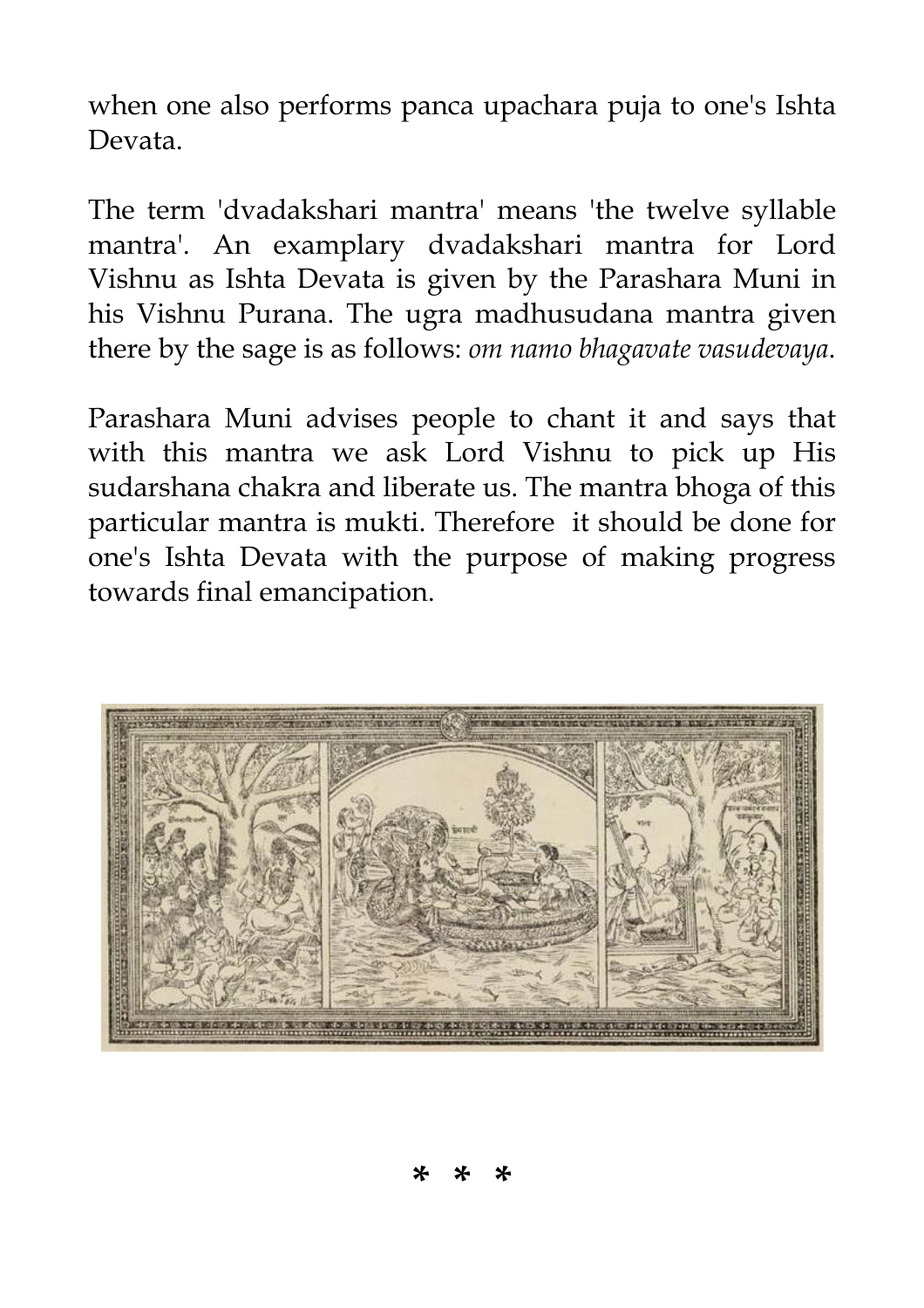when one also performs panca upachara puja to one's Ishta Devata.

The term 'dvadakshari mantra' means 'the twelve syllable mantra'. An examplary dvadakshari mantra for Lord Vishnu as Ishta Devata is given by the Parashara Muni in his Vishnu Purana. The ugra madhusudana mantra given there by the sage is as follows: *om namo bhagavate vasudevaya*.

Parashara Muni advises people to chant it and says that with this mantra we ask Lord Vishnu to pick up His sudarshana chakra and liberate us. The mantra bhoga of this particular mantra is mukti. Therefore it should be done for one's Ishta Devata with the purpose of making progress towards final emancipation.

* * *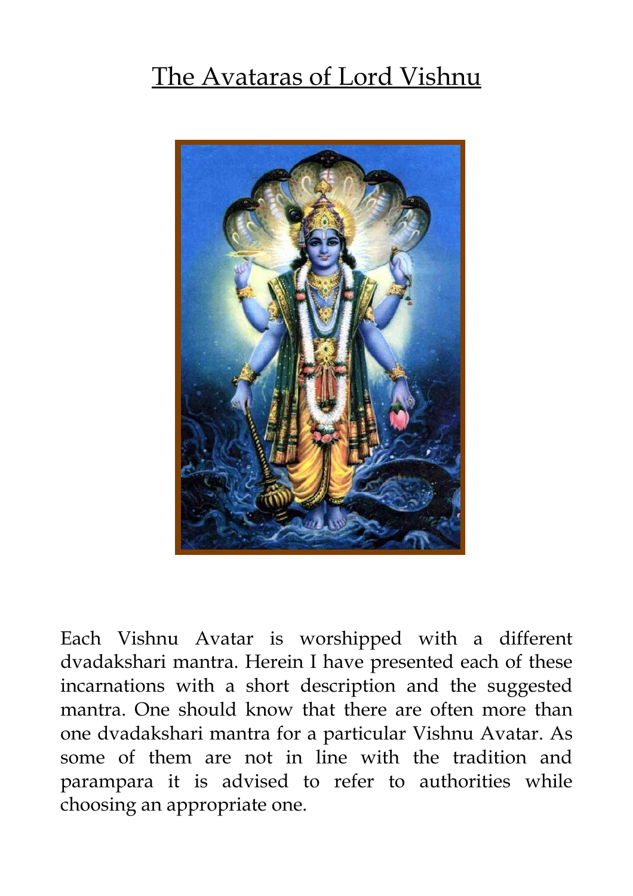# The Avataras of Lord Vishnu

Each Vishnu Avatar is worshipped with a different dvadakshari mantra. Herein I have presented each of these incarnations with a short description and the suggested mantra. One should know that there are often more than one dvadakshari mantra for a particular Vishnu Avatar. As some of them are not in line with the tradition and parampara it is advised to refer to authorities while choosing an appropriate one.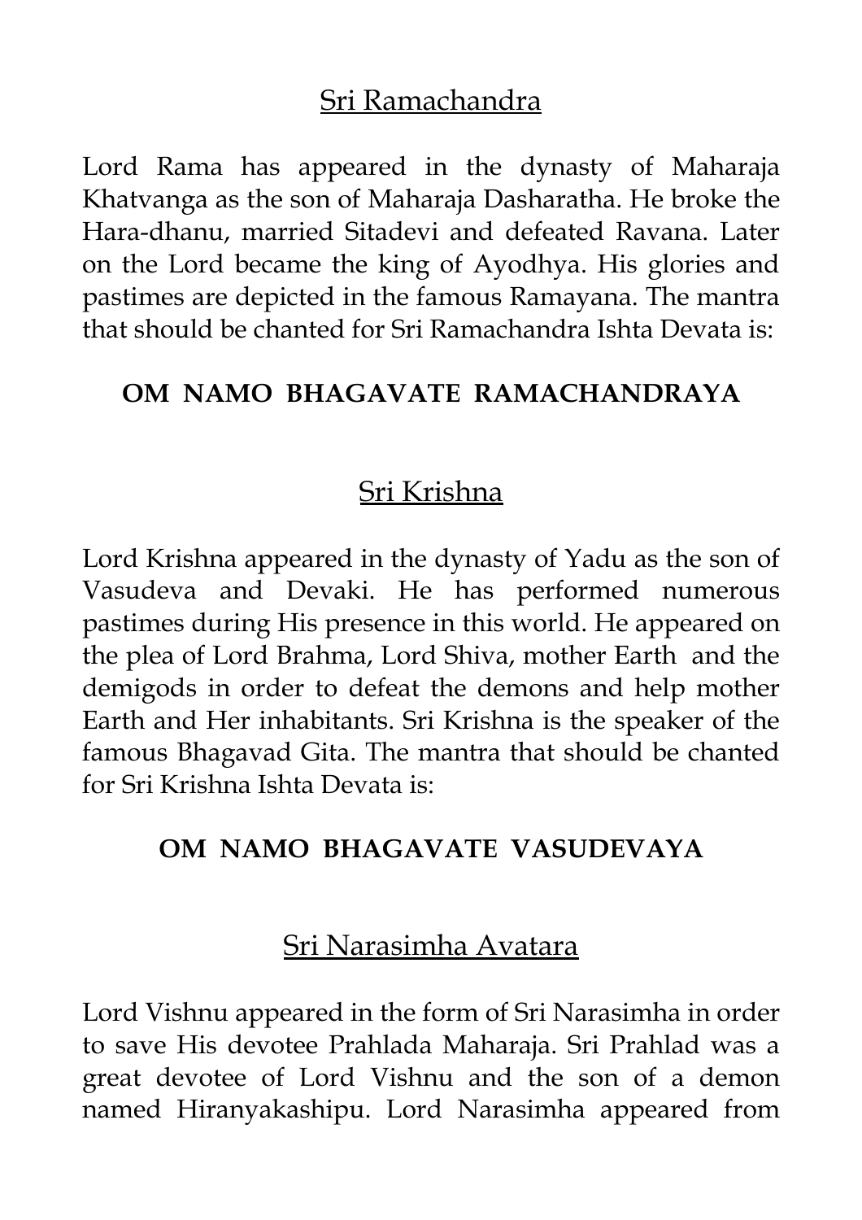## Sri Ramachandra

Lord Rama has appeared in the dynasty of Maharaja Khatvanga as the son of Maharaja Dasharatha. He broke the Hara-dhanu, married Sitadevi and defeated Ravana. Later on the Lord became the king of Ayodhya. His glories and pastimes are depicted in the famous Ramayana. The mantra that should be chanted for Sri Ramachandra Ishta Devata is:

**OM NAMO BHAGAVATE RAMACHANDRAYA**

## Sri Krishna

Lord Krishna appeared in the dynasty of Yadu as the son of Vasudeva and Devaki. He has performed numerous pastimes during His presence in this world. He appeared on the plea of Lord Brahma, Lord Shiva, mother Earth and the demigods in order to defeat the demons and help mother Earth and Her inhabitants. Sri Krishna is the speaker of the famous Bhagavad Gita. The mantra that should be chanted for Sri Krishna Ishta Devata is:

**OM NAMO BHAGAVATE VASUDEVAYA**

## Sri Narasimha Avatara

Lord Vishnu appeared in the form of Sri Narasimha in order to save His devotee Prahlada Maharaja. Sri Prahlad was a great devotee of Lord Vishnu and the son of a demon named Hiranyakashipu. Lord Narasimha appeared from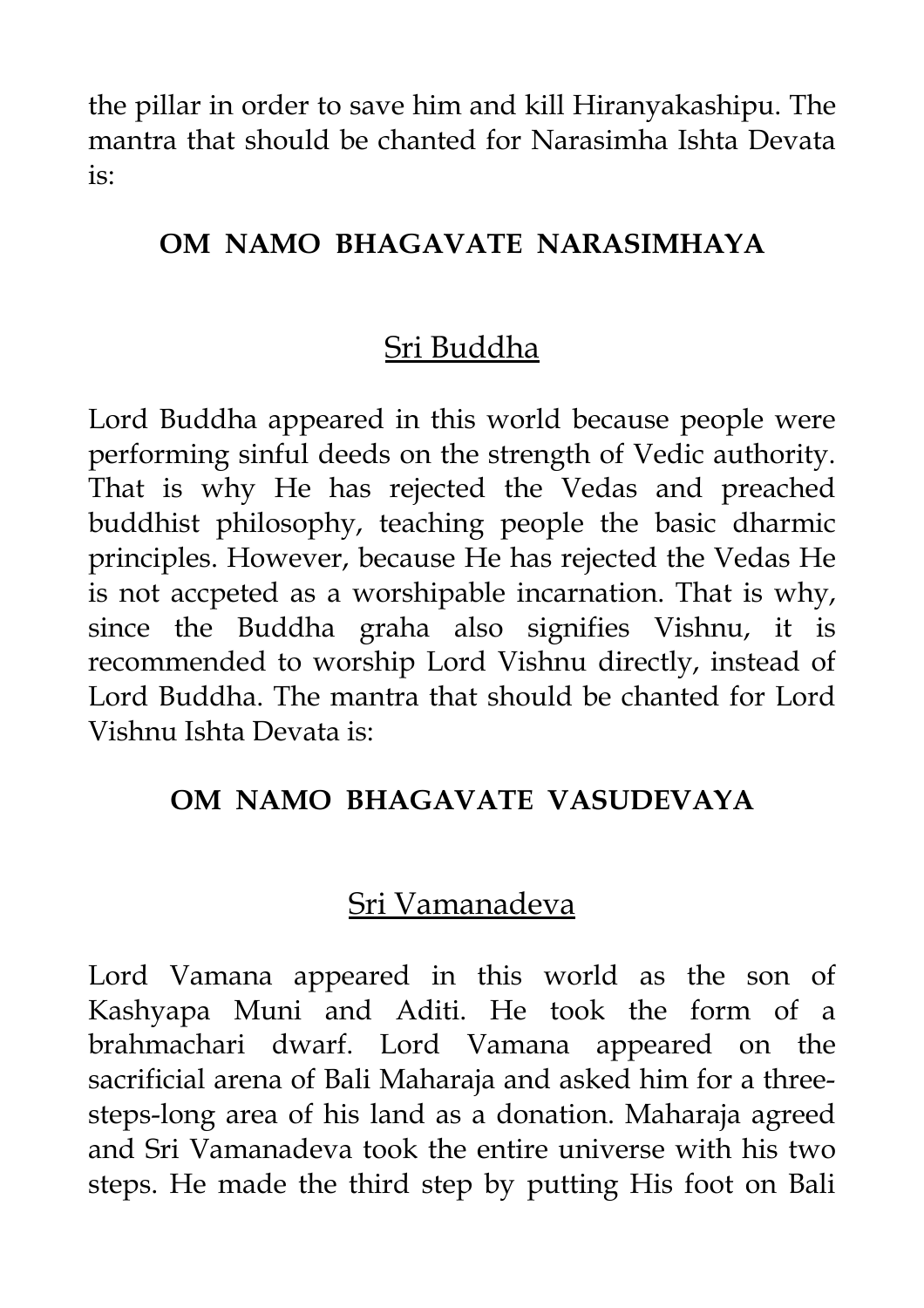the pillar in order to save him and kill Hiranyakashipu. The mantra that should be chanted for Narasimha Ishta Devata is:

**OM NAMO BHAGAVATE NARASIMHAYA**

## Sri Buddha

Lord Buddha appeared in this world because people were performing sinful deeds on the strength of Vedic authority. That is why He has rejected the Vedas and preached buddhist philosophy, teaching people the basic dharmic principles. However, because He has rejected the Vedas He is not accpeted as a worshipable incarnation. That is why, since the Buddha graha also signifies Vishnu, it is recommended to worship Lord Vishnu directly, instead of Lord Buddha. The mantra that should be chanted for Lord Vishnu Ishta Devata is:

**OM NAMO BHAGAVATE VASUDEVAYA**

## Sri Vamanadeva

Lord Vamana appeared in this world as the son of Kashyapa Muni and Aditi. He took the form of a brahmachari dwarf. Lord Vamana appeared on the sacrificial arena of Bali Maharaja and asked him for a three-steps-long area of his land as a donation. Maharaja agreed and Sri Vamanadeva took the entire universe with his two steps. He made the third step by putting His foot on Bali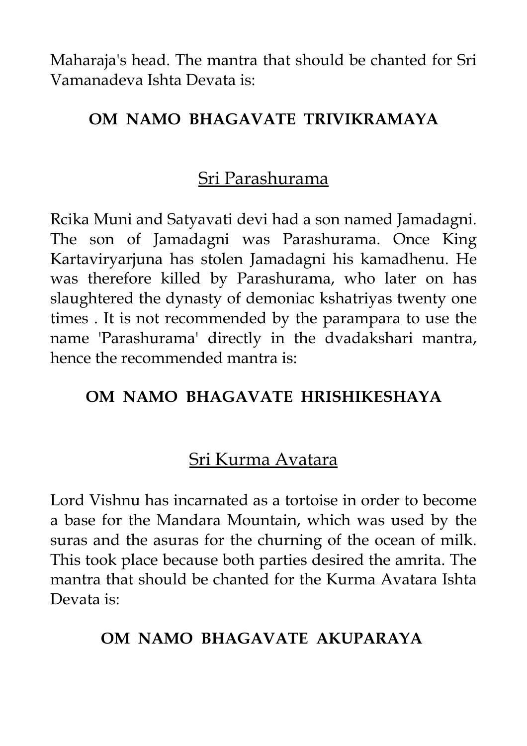Maharaja's head. The mantra that should be chanted for Sri Vamanadeva Ishta Devata is:

**OM NAMO BHAGAVATE TRIVIKRAMAYA**

## Sri Parashurama

Rcika Muni and Satyavati devi had a son named Jamadagni. The son of Jamadagni was Parashurama. Once King Kartaviryarjuna has stolen Jamadagni his kamadhenu. He was therefore killed by Parashurama, who later on has slaughtered the dynasty of demoniac kshatriyas twenty one times . It is not recommended by the parampara to use the name 'Parashurama' directly in the dvadakshari mantra, hence the recommended mantra is:

**OM NAMO BHAGAVATE HRISHIKESHAYA**

## Sri Kurma Avatara

Lord Vishnu has incarnated as a tortoise in order to become a base for the Mandara Mountain, which was used by the suras and the asuras for the churning of the ocean of milk. This took place because both parties desired the amrita. The mantra that should be chanted for the Kurma Avatara Ishta Devata is:

**OM NAMO BHAGAVATE AKUPARAYA**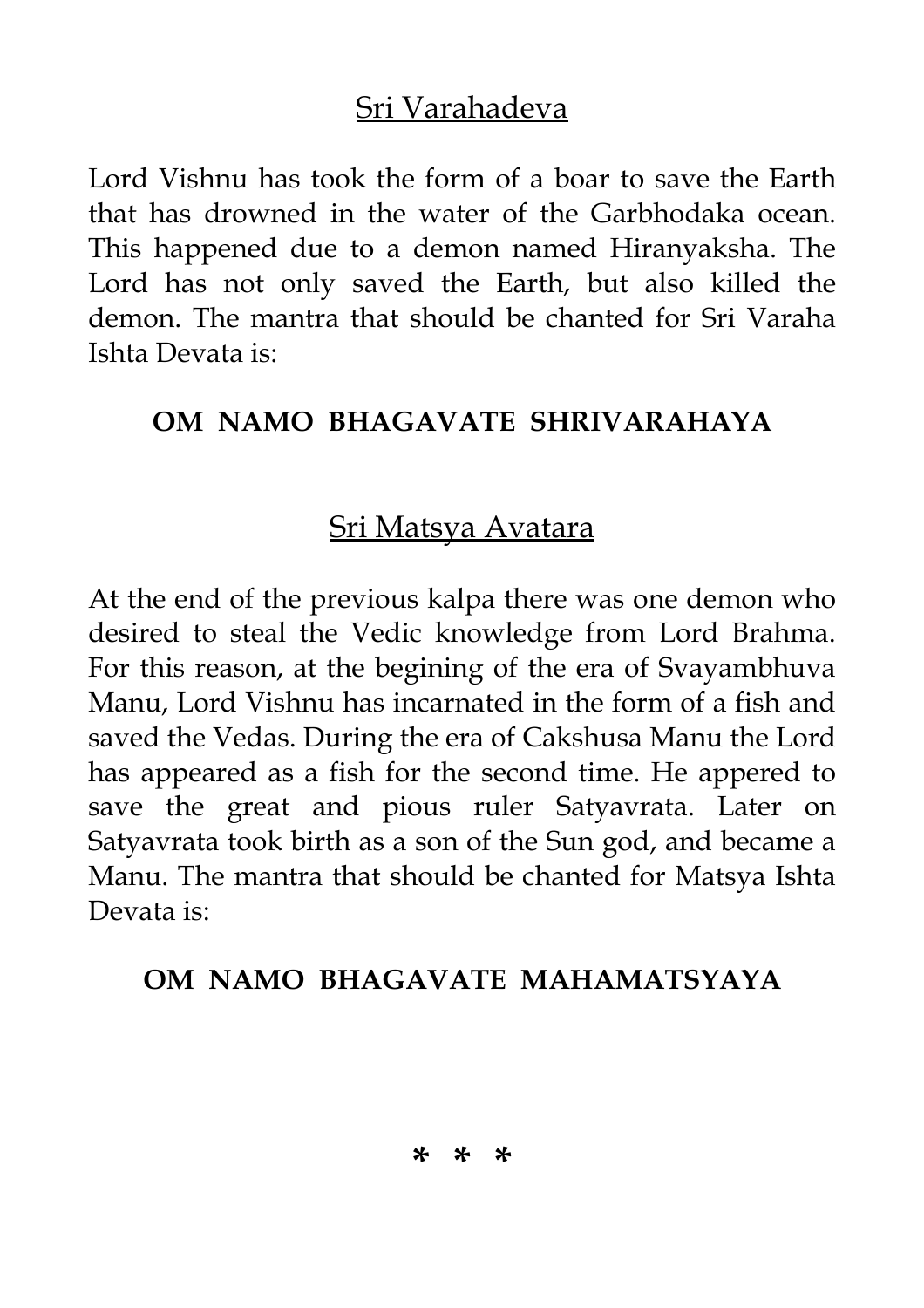## Sri Varahadeva

Lord Vishnu has took the form of a boar to save the Earth that has drowned in the water of the Garbhodaka ocean. This happened due to a demon named Hiranyaksha. The Lord has not only saved the Earth, but also killed the demon. The mantra that should be chanted for Sri Varaha Ishta Devata is:

**OM NAMO BHAGAVATE SHRIVARAHAYA**

## Sri Matsya Avatara

At the end of the previous kalpa there was one demon who desired to steal the Vedic knowledge from Lord Brahma. For this reason, at the begining of the era of Svayambhuva Manu, Lord Vishnu has incarnated in the form of a fish and saved the Vedas. During the era of Cakshusa Manu the Lord has appeared as a fish for the second time. He appered to save the great and pious ruler Satyavrata. Later on Satyavrata took birth as a son of the Sun god, and became a Manu. The mantra that should be chanted for Matsya Ishta Devata is:

**OM NAMO BHAGAVATE MAHAMATSYAYA**

\* \* \*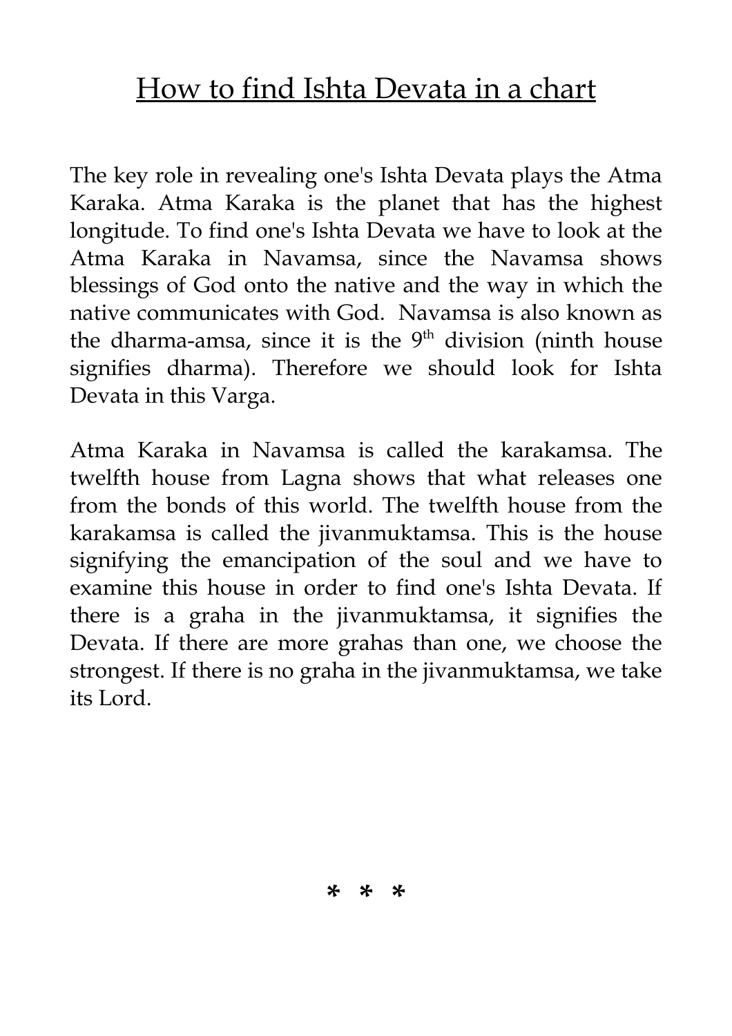# How to find Ishta Devata in a chart

The key role in revealing one's Ishta Devata plays the Atma Karaka. Atma Karaka is the planet that has the highest longitude. To find one's Ishta Devata we have to look at the Atma Karaka in Navamsa, since the Navamsa shows blessings of God onto the native and the way in which the native communicates with God. Navamsa is also known as the dharma-amsa, since it is the $9^{th}$ division (ninth house signifies dharma). Therefore we should look for Ishta Devata in this Varga.

Atma Karaka in Navamsa is called the karakamsa. The twelfth house from Lagna shows that what releases one from the bonds of this world. The twelfth house from the karakamsa is called the jivanmuktamsa. This is the house signifying the emancipation of the soul and we have to examine this house in order to find one's Ishta Devata. If there is a graha in the jivanmuktamsa, it signifies the Devata. If there are more grahas than one, we choose the strongest. If there is no graha in the jivanmuktamsa, we take its Lord.

\* \* \*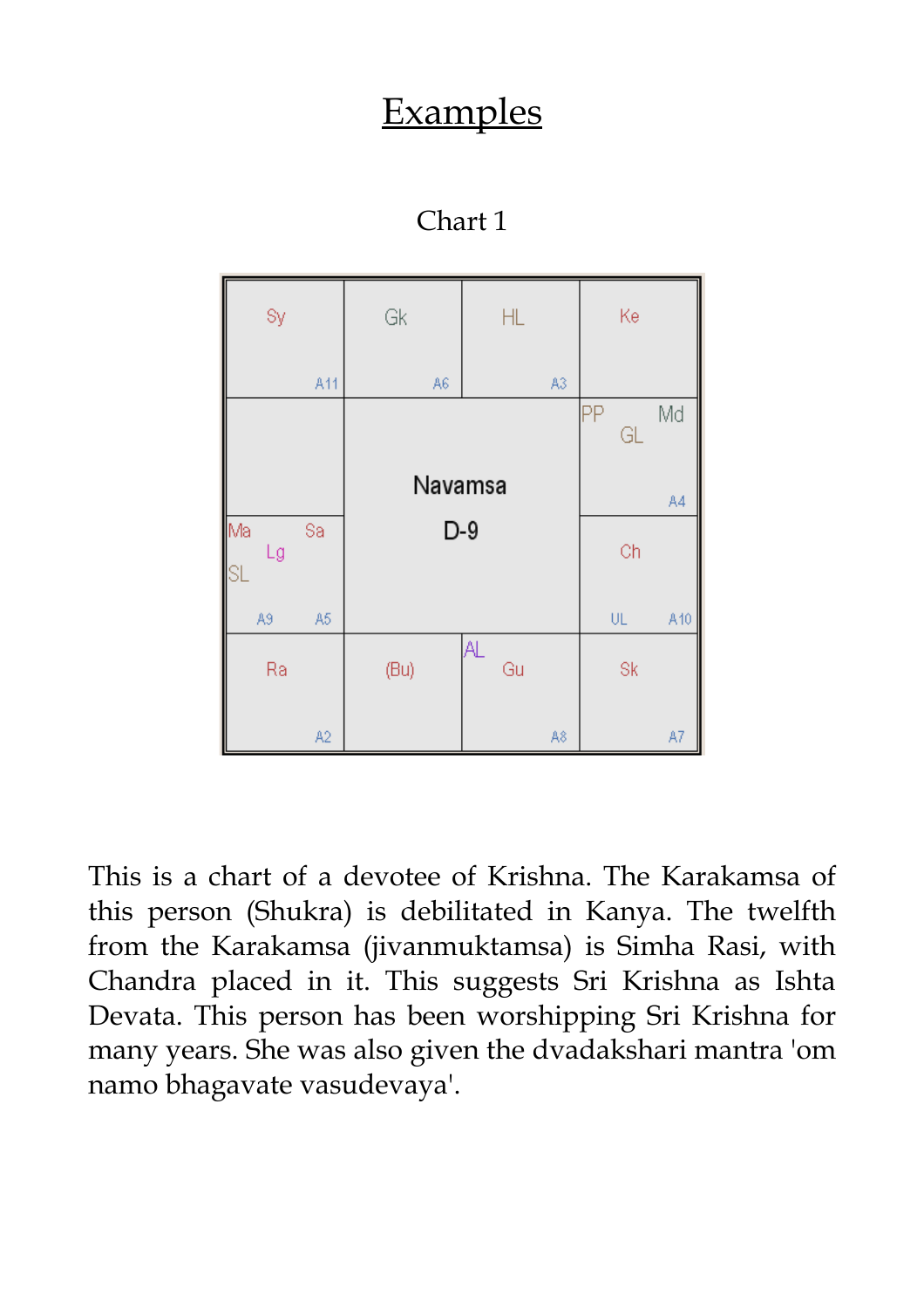# Examples

Chart 1

| | | | |
|---|---|---|---|
| Sy A11 | Gk A6 | HL A3 | Ke |
| | Navamsa | D-9 | PP Md GL A4 |
| Ma Sa Lg SL A9 A5 | | | Ch UL A10 |
| Ra A2 | (Bu) | AL Gu A8 | Sk A7 |

This is a chart of a devotee of Krishna. The Karakamsa of this person (Shukra) is debilitated in Kanya. The twelfth from the Karakamsa (jivanmuktamsa) is Simha Rasi, with Chandra placed in it. This suggests Sri Krishna as Ishta Devata. This person has been worshipping Sri Krishna for many years. She was also given the dvadakshari mantra 'om namo bhagavate vasudevaya'.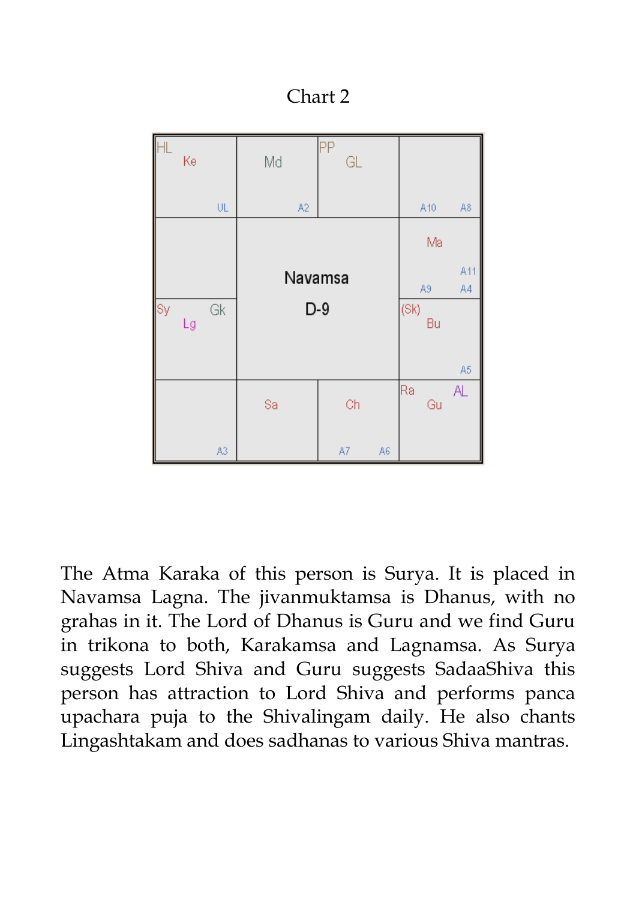Chart 2

| HL Ke UL | Md A2 | PP GL | A10 A8 |
|---|---|---|---|
|  | Navamsa | | Ma A11 A9 A4 |
| Sy Gk Lg | D-9 | | (Sk) Bu A5 |
| A3 | Sa | Ch A7 A6 | Ra AL Gu |

The Atma Karaka of this person is Surya. It is placed in Navamsa Lagna. The jivanmuktamsa is Dhanus, with no grahas in it. The Lord of Dhanus is Guru and we find Guru in trikona to both, Karakamsa and Lagnamsa. As Surya suggests Lord Shiva and Guru suggests SadaaShiva this person has attraction to Lord Shiva and performs panca upachara puja to the Shivalingam daily. He also chants Lingashtakam and does sadhanas to various Shiva mantras.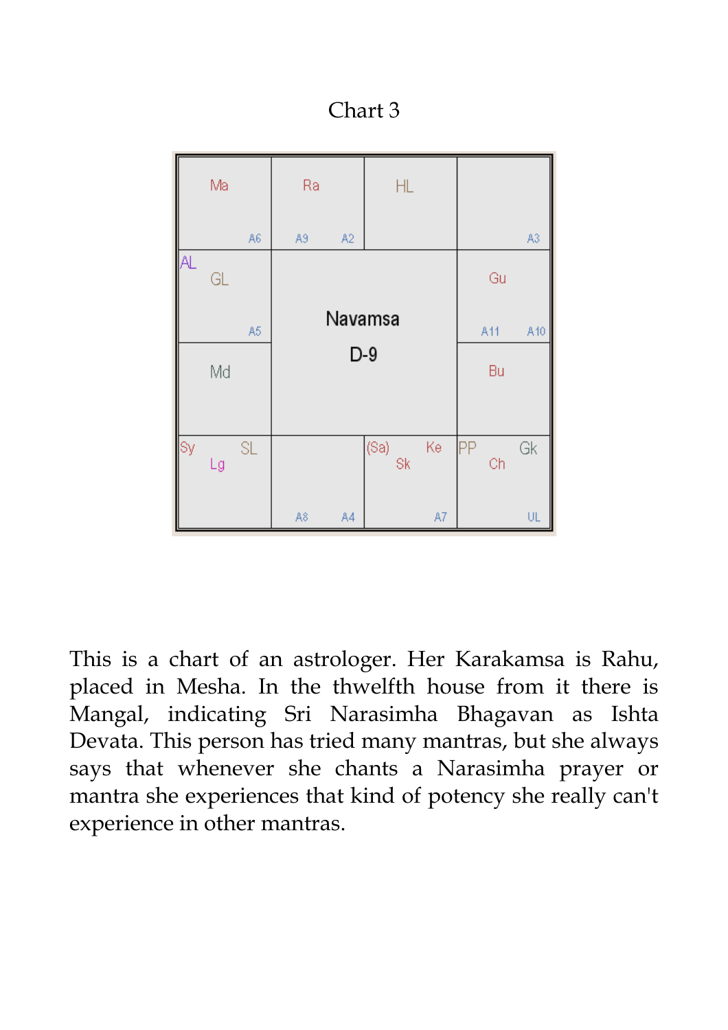Chart 3

|  |  |  |  |
|---|---|---|---|
| Ma<br>A6 | Ra<br>A9 A2 | HL | A3 |
| AL GL<br>A5 | Navamsa<br>D-9 | | Gu<br>A11 A10 |
| Md | | | Bu |
| Sy SL Lg | A8 A4 | (Sa) Ke Sk<br>A7 | PP Gk Ch<br>UL |

This is a chart of an astrologer. Her Karakamsa is Rahu, placed in Mesha. In the thwelfth house from it there is Mangal, indicating Sri Narasimha Bhagavan as Ishta Devata. This person has tried many mantras, but she always says that whenever she chants a Narasimha prayer or mantra she experiences that kind of potency she really can't experience in other mantras.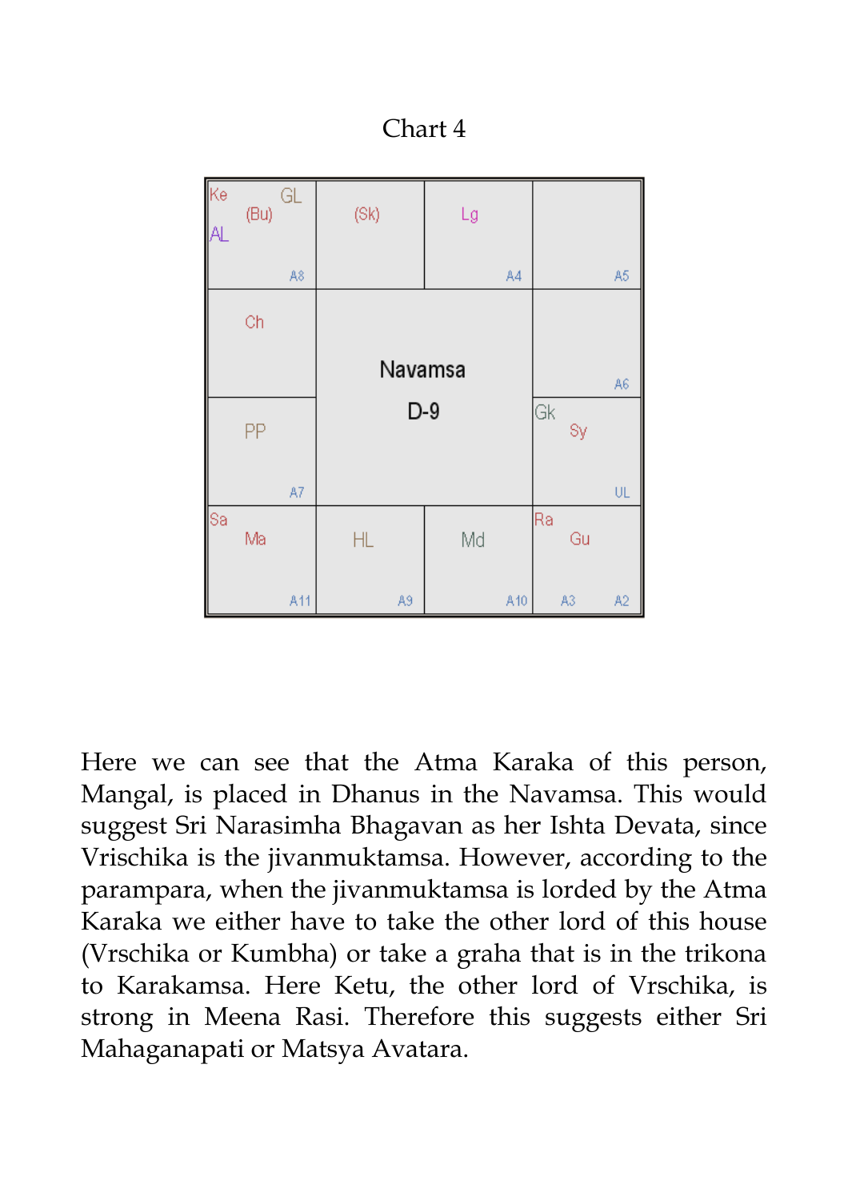Chart 4

| | | | |
|---|---|---|---|
| Ke GL (Bu) AL A8 | (Sk) | Lg A4 | A5 |
| Ch | Navamsa | D-9 | A6 |
| PP A7 | | | Gk Sy UL |
| Sa Ma A11 | HL A9 | Md A10 | Ra Gu A3 A2 |

Here we can see that the Atma Karaka of this person, Mangal, is placed in Dhanus in the Navamsa. This would suggest Sri Narasimha Bhagavan as her Ishta Devata, since Vrischika is the jivanmuktamsa. However, according to the parampara, when the jivanmuktamsa is lorded by the Atma Karaka we either have to take the other lord of this house (Vrschika or Kumbha) or take a graha that is in the trikona to Karakamsa. Here Ketu, the other lord of Vrschika, is strong in Meena Rasi. Therefore this suggests either Sri Mahaganapati or Matsya Avatara.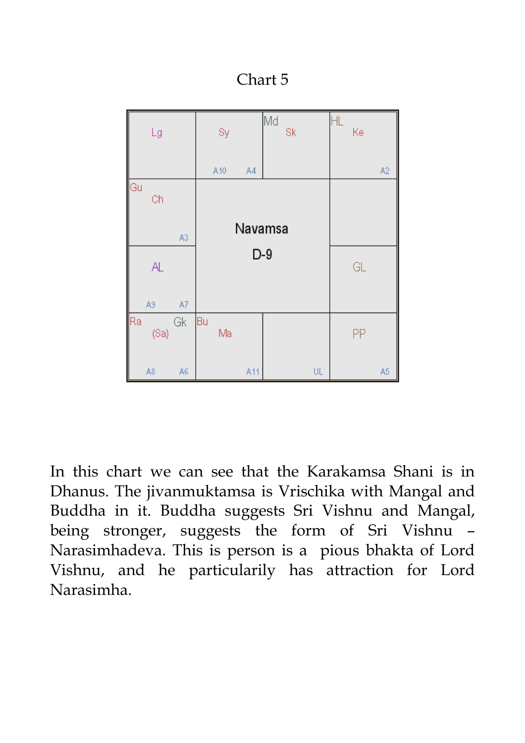Chart 5

| Lg | Sy<br>A10 A4 | Md<br>Sk | HL<br>Ke<br>A2 |
|---|---|---|---|
| Gu<br>Ch<br>A3 | Navamsa D-9 | | |
| AL<br>A9 A7 | | | GL |
| Ra Gk<br>(Sa)<br>A8 A6 | Bu<br>Ma<br>A11 | UL | PP<br>A5 |

In this chart we can see that the Karakamsa Shani is in Dhanus. The jivanmuktamsa is Vrischika with Mangal and Buddha in it. Buddha suggests Sri Vishnu and Mangal, being stronger, suggests the form of Sri Vishnu – Narasimhadeva. This is person is a pious bhakta of Lord Vishnu, and he particularily has attraction for Lord Narasimha.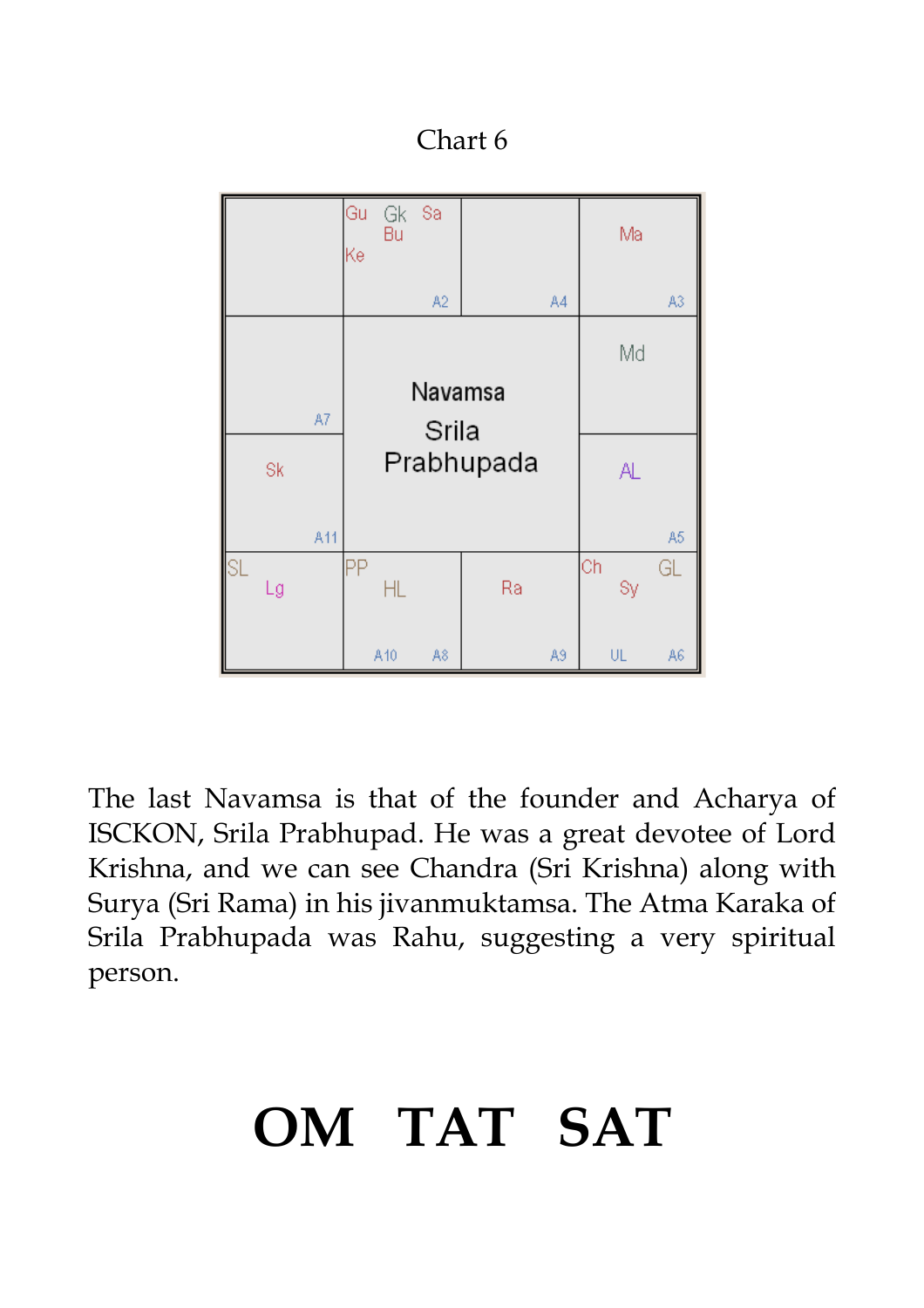Chart 6

Navamsa

Srila

Prabhupada

Gu Gk Sa
Bu
Ke
A2

A4

Ma
A3

A7

Md

Sk
A11

AL
A5

SL
Lg

PP
HL
A10 A8

Ra
A9

Ch GL
Sy
UL A6

The last Navamsa is that of the founder and Acharya of ISCKON, Srila Prabhupad. He was a great devotee of Lord Krishna, and we can see Chandra (Sri Krishna) along with Surya (Sri Rama) in his jivanmuktamsa. The Atma Karaka of Srila Prabhupada was Rahu, suggesting a very spiritual person.

# OM TAT SAT